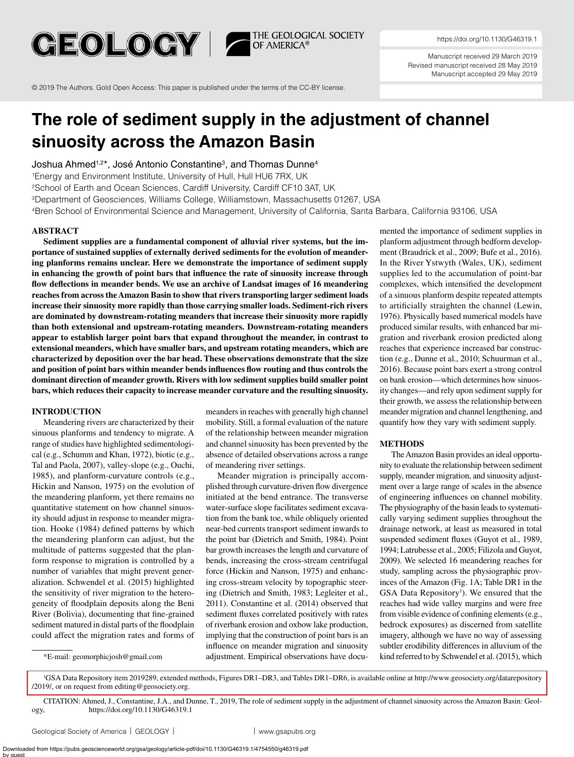© 2019 The Authors. Gold Open Access: This paper is published under the terms of the CC-BY license.

https://doi.org/10.1130/G46319.1

Manuscript received 29 March 2019
Revised manuscript received 28 May 2019
Manuscript accepted 29 May 2019

# The role of sediment supply in the adjustment of channel sinuosity across the Amazon Basin

Joshua Ahmed[1,2]*, José Antonio Constantine[3], and Thomas Dunne[4]

[1]Energy and Environment Institute, University of Hull, Hull HU6 7RX, UK
[2]School of Earth and Ocean Sciences, Cardiff University, Cardiff CF10 3AT, UK
[3]Department of Geosciences, Williams College, Williamstown, Massachusetts 01267, USA
[4]Bren School of Environmental Science and Management, University of California, Santa Barbara, California 93106, USA

## ABSTRACT

**Sediment supplies are a fundamental component of alluvial river systems, but the importance of sustained supplies of externally derived sediments for the evolution of meandering planforms remains unclear. Here we demonstrate the importance of sediment supply in enhancing the growth of point bars that influence the rate of sinuosity increase through flow deflections in meander bends. We use an archive of Landsat images of 16 meandering reaches from across the Amazon Basin to show that rivers transporting larger sediment loads increase their sinuosity more rapidly than those carrying smaller loads. Sediment-rich rivers are dominated by downstream-rotating meanders that increase their sinuosity more rapidly than both extensional and upstream-rotating meanders. Downstream-rotating meanders appear to establish larger point bars that expand throughout the meander, in contrast to extensional meanders, which have smaller bars, and upstream rotating meanders, which are characterized by deposition over the bar head. These observations demonstrate that the size and position of point bars within meander bends influences flow routing and thus controls the dominant direction of meander growth. Rivers with low sediment supplies build smaller point bars, which reduces their capacity to increase meander curvature and the resulting sinuosity.**

## INTRODUCTION

Meandering rivers are characterized by their sinuous planforms and tendency to migrate. A range of studies have highlighted sedimentological (e.g., Schumm and Khan, 1972), biotic (e.g., Tal and Paola, 2007), valley-slope (e.g., Ouchi, 1985), and planform-curvature controls (e.g., Hickin and Nanson, 1975) on the evolution of the meandering planform, yet there remains no quantitative statement on how channel sinuosity should adjust in response to meander migration. Hooke (1984) defined patterns by which the meandering planform can adjust, but the multitude of patterns suggested that the planform response to migration is controlled by a number of variables that might prevent generalization. Schwendel et al. (2015) highlighted the sensitivity of river migration to the heterogeneity of floodplain deposits along the Beni River (Bolivia), documenting that fine-grained sediment matured in distal parts of the floodplain could affect the migration rates and forms of meanders in reaches with generally high channel mobility. Still, a formal evaluation of the nature of the relationship between meander migration and channel sinuosity has been prevented by the absence of detailed observations across a range of meandering river settings.

Meander migration is principally accomplished through curvature-driven flow divergence initiated at the bend entrance. The transverse water-surface slope facilitates sediment excavation from the bank toe, while obliquely oriented near-bed currents transport sediment inwards to the point bar (Dietrich and Smith, 1984). Point bar growth increases the length and curvature of bends, increasing the cross-stream centrifugal force (Hickin and Nanson, 1975) and enhancing cross-stream velocity by topographic steering (Dietrich and Smith, 1983; Legleiter et al., 2011). Constantine et al. (2014) observed that sediment fluxes correlated positively with rates of riverbank erosion and oxbow lake production, implying that the construction of point bars is an influence on meander migration and sinuosity adjustment. Empirical observations have documented the importance of sediment supplies in planform adjustment through bedform development (Braudrick et al., 2009; Bufe et al., 2016). In the River Ystwyth (Wales, UK), sediment supplies led to the accumulation of point-bar complexes, which intensified the development of a sinuous planform despite repeated attempts to artificially straighten the channel (Lewin, 1976). Physically based numerical models have produced similar results, with enhanced bar migration and riverbank erosion predicted along reaches that experience increased bar construction (e.g., Dunne et al., 2010; Schuurman et al., 2016). Because point bars exert a strong control on bank erosion—which determines how sinuosity changes—and rely upon sediment supply for their growth, we assess the relationship between meander migration and channel lengthening, and quantify how they vary with sediment supply.

## METHODS

The Amazon Basin provides an ideal opportunity to evaluate the relationship between sediment supply, meander migration, and sinuosity adjustment over a large range of scales in the absence of engineering influences on channel mobility. The physiography of the basin leads to systematically varying sediment supplies throughout the drainage network, at least as measured in total suspended sediment fluxes (Guyot et al., 1989, 1994; Latrubesse et al., 2005; Filizola and Guyot, 2009). We selected 16 meandering reaches for study, sampling across the physiographic provinces of the Amazon (Fig. 1A; Table DR1 in the GSA Data Repository[1]). We ensured that the reaches had wide valley margins and were free from visible evidence of confining elements (e.g., bedrock exposures) as discerned from satellite imagery, although we have no way of assessing subtler erodibility differences in alluvium of the kind referred to by Schwendel et al. (2015), which

*E-mail: geomorphicjosh@gmail.com

[1]GSA Data Repository item 2019289, extended methods, Figures DR1–DR3, and Tables DR1–DR6, is available online at http://www.geosociety.org/datarepository/2019/, or on request from editing@geosociety.org.

CITATION: Ahmed, J., Constantine, J.A., and Dunne, T., 2019, The role of sediment supply in the adjustment of channel sinuosity across the Amazon Basin: Geology, https://doi.org/10.1130/G46319.1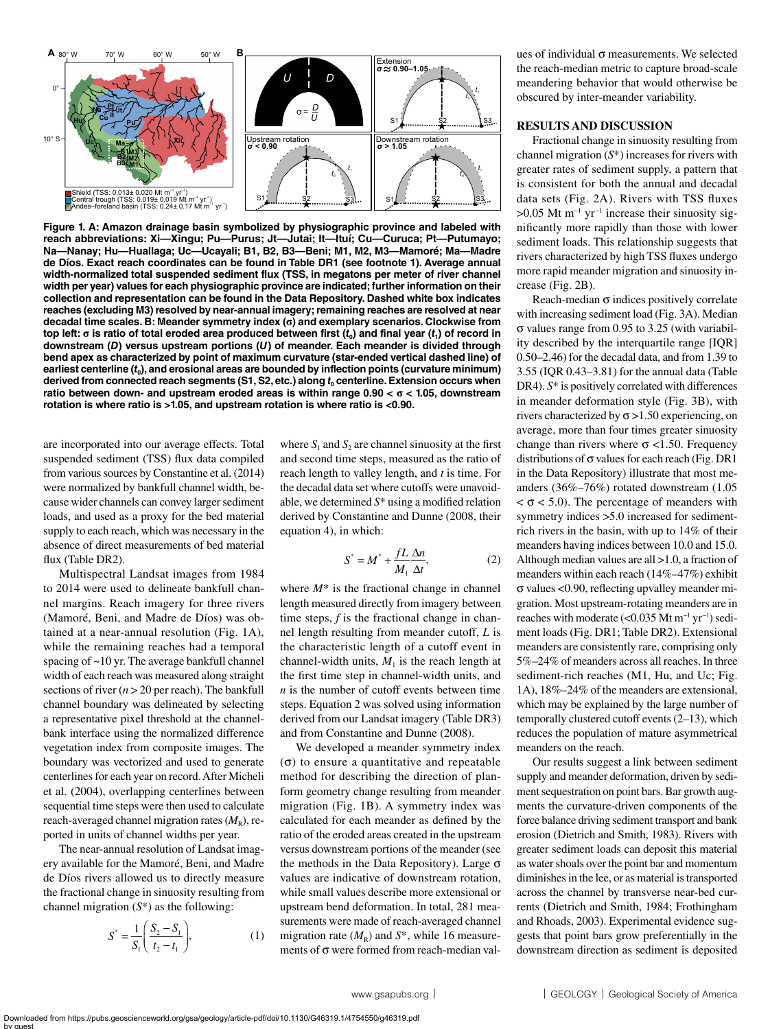Figure 1. A: Amazon drainage basin symbolized by physiographic province and labeled with reach abbreviations: Xi—Xingu; Pu—Purus; Jt—Jutai; It—Ituí; Cu—Curuca; Pt—Putumayo; Na—Nanay; Hu—Huallaga; Uc—Ucayali; B1, B2, B3—Beni; M1, M2, M3—Mamoré; Ma—Madre de Díos. Exact reach coordinates can be found in Table DR1 (see footnote 1). Average annual width-normalized total suspended sediment flux (TSS, in megatons per meter of river channel width per year) values for each physiographic province are indicated; further information on their collection and representation can be found in the Data Repository. Dashed white box indicates reaches (excluding M3) resolved by near-annual imagery; remaining reaches are resolved at near decadal time scales. B: Meander symmetry index (σ) and exemplary scenarios. Clockwise from top left: σ is ratio of total eroded area produced between first ($t_0$) and final year ($t_f$) of record in downstream (*D*) versus upstream portions (*U*) of meander. Each meander is divided through bend apex as characterized by point of maximum curvature (star-ended vertical dashed line) of earliest centerline ($t_0$), and erosional areas are bounded by inflection points (curvature minimum) derived from connected reach segments (S1, S2, etc.) along $t_0$ centerline. Extension occurs when ratio between down- and upstream eroded areas is within range 0.90 < σ < 1.05, downstream rotation is where ratio is >1.05, and upstream rotation is where ratio is <0.90.

are incorporated into our average effects. Total suspended sediment (TSS) flux data compiled from various sources by Constantine et al. (2014) were normalized by bankfull channel width, because wider channels can convey larger sediment loads, and used as a proxy for the bed material supply to each reach, which was necessary in the absence of direct measurements of bed material flux (Table DR2).

Multispectral Landsat images from 1984 to 2014 were used to delineate bankfull channel margins. Reach imagery for three rivers (Mamoré, Beni, and Madre de Díos) was obtained at a near-annual resolution (Fig. 1A), while the remaining reaches had a temporal spacing of ~10 yr. The average bankfull channel width of each reach was measured along straight sections of river (*n* > 20 per reach). The bankfull channel boundary was delineated by selecting a representative pixel threshold at the channel-bank interface using the normalized difference vegetation index from composite images. The boundary was vectorized and used to generate centerlines for each year on record. After Micheli et al. (2004), overlapping centerlines between sequential time steps were then used to calculate reach-averaged channel migration rates ($M_R$), reported in units of channel widths per year.

The near-annual resolution of Landsat imagery available for the Mamoré, Beni, and Madre de Díos rivers allowed us to directly measure the fractional change in sinuosity resulting from channel migration ($S^*$) as the following:

$$S^* = \frac{1}{S_1}\left(\frac{S_2 - S_1}{t_2 - t_1}\right), \tag{1}$$

where $S_1$ and $S_2$ are channel sinuosity at the first and second time steps, measured as the ratio of reach length to valley length, and *t* is time. For the decadal data set where cutoffs were unavoidable, we determined $S^*$ using a modified relation derived by Constantine and Dunne (2008, their equation 4), in which:

$$S^* = M^* + \frac{fL}{M_1}\frac{\Delta n}{\Delta t}, \tag{2}$$

where $M^*$ is the fractional change in channel length measured directly from imagery between time steps, *f* is the fractional change in channel length resulting from meander cutoff, *L* is the characteristic length of a cutoff event in channel-width units, $M_1$ is the reach length at the first time step in channel-width units, and *n* is the number of cutoff events between time steps. Equation 2 was solved using information derived from our Landsat imagery (Table DR3) and from Constantine and Dunne (2008).

We developed a meander symmetry index (σ) to ensure a quantitative and repeatable method for describing the direction of planform geometry change resulting from meander migration (Fig. 1B). A symmetry index was calculated for each meander as defined by the ratio of the eroded areas created in the upstream versus downstream portions of the meander (see the methods in the Data Repository). Large σ values are indicative of downstream rotation, while small values describe more extensional or upstream bend deformation. In total, 281 measurements were made of reach-averaged channel migration rate ($M_R$) and $S^*$, while 16 measurements of σ were formed from reach-median values of individual σ measurements. We selected the reach-median metric to capture broad-scale meandering behavior that would otherwise be obscured by inter-meander variability.

## RESULTS AND DISCUSSION

Fractional change in sinuosity resulting from channel migration ($S^*$) increases for rivers with greater rates of sediment supply, a pattern that is consistent for both the annual and decadal data sets (Fig. 2A). Rivers with TSS fluxes >0.05 Mt $m^{-1}$ $yr^{-1}$ increase their sinuosity significantly more rapidly than those with lower sediment loads. This relationship suggests that rivers characterized by high TSS fluxes undergo more rapid meander migration and sinuosity increase (Fig. 2B).

Reach-median σ indices positively correlate with increasing sediment load (Fig. 3A). Median σ values range from 0.95 to 3.25 (with variability described by the interquartile range [IQR] 0.50–2.46) for the decadal data, and from 1.39 to 3.55 (IQR 0.43–3.81) for the annual data (Table DR4). $S^*$ is positively correlated with differences in meander deformation style (Fig. 3B), with rivers characterized by σ >1.50 experiencing, on average, more than four times greater sinuosity change than rivers where σ <1.50. Frequency distributions of σ values for each reach (Fig. DR1 in the Data Repository) illustrate that most meanders (36%–76%) rotated downstream (1.05 < σ < 5.0). The percentage of meanders with symmetry indices >5.0 increased for sediment-rich rivers in the basin, with up to 14% of their meanders having indices between 10.0 and 15.0. Although median values are all >1.0, a fraction of meanders within each reach (14%–47%) exhibit σ values <0.90, reflecting upvalley meander migration. Most upstream-rotating meanders are in reaches with moderate (<0.035 Mt $m^{-1}$ $yr^{-1}$) sediment loads (Fig. DR1; Table DR2). Extensional meanders are consistently rare, comprising only 5%–24% of meanders across all reaches. In three sediment-rich reaches (M1, Hu, and Uc; Fig. 1A), 18%–24% of the meanders are extensional, which may be explained by the large number of temporally clustered cutoff events (2–13), which reduces the population of mature asymmetrical meanders on the reach.

Our results suggest a link between sediment supply and meander deformation, driven by sediment sequestration on point bars. Bar growth augments the curvature-driven components of the force balance driving sediment transport and bank erosion (Dietrich and Smith, 1983). Rivers with greater sediment loads can deposit this material as water shoals over the point bar and momentum diminishes in the lee, or as material is transported across the channel by transverse near-bed currents (Dietrich and Smith, 1984; Frothingham and Rhoads, 2003). Experimental evidence suggests that point bars grow preferentially in the downstream direction as sediment is deposited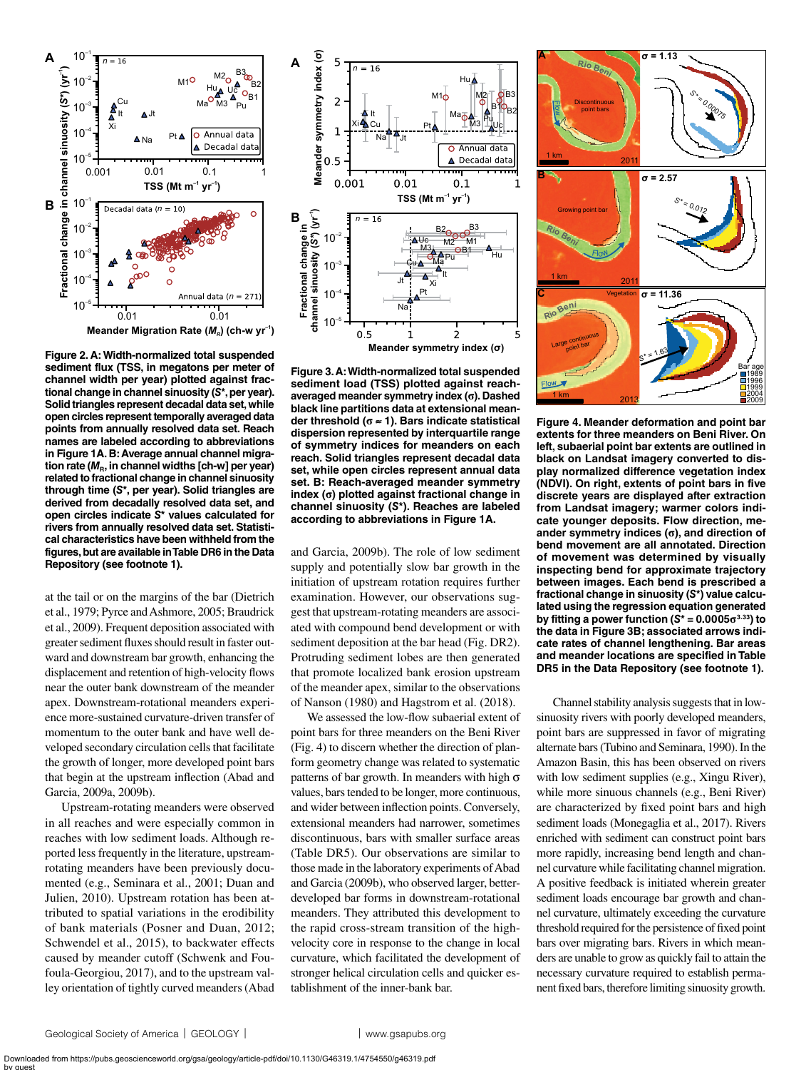**Figure 2. A: Width-normalized total suspended sediment flux (TSS, in megatons per meter of channel width per year) plotted against fractional change in channel sinuosity ($S^*$, per year). Solid triangles represent decadal data set, while open circles represent temporally averaged data points from annually resolved data set. Reach names are labeled according to abbreviations in Figure 1A. B: Average annual channel migration rate ($M_R$, in channel widths [ch-w] per year) related to fractional change in channel sinuosity through time ($S^*$, per year). Solid triangles are derived from decadally resolved data set, and open circles indicate $S^*$ values calculated for rivers from annually resolved data set. Statistical characteristics have been withheld from the figures, but are available in Table DR6 in the Data Repository (see footnote 1).**

at the tail or on the margins of the bar (Dietrich et al., 1979; Pyrce and Ashmore, 2005; Braudrick et al., 2009). Frequent deposition associated with greater sediment fluxes should result in faster outward and downstream bar growth, enhancing the displacement and retention of high-velocity flows near the outer bank downstream of the meander apex. Downstream-rotational meanders experience more-sustained curvature-driven transfer of momentum to the outer bank and have well developed secondary circulation cells that facilitate the growth of longer, more developed point bars that begin at the upstream inflection (Abad and Garcia, 2009a, 2009b).

Upstream-rotating meanders were observed in all reaches and were especially common in reaches with low sediment loads. Although reported less frequently in the literature, upstream-rotating meanders have been previously documented (e.g., Seminara et al., 2001; Duan and Julien, 2010). Upstream rotation has been attributed to spatial variations in the erodibility of bank materials (Posner and Duan, 2012; Schwendel et al., 2015), to backwater effects caused by meander cutoff (Schwenk and Foufoula-Georgiou, 2017), and to the upstream valley orientation of tightly curved meanders (Abad and Garcia, 2009b). The role of low sediment supply and potentially slow bar growth in the initiation of upstream rotation requires further examination. However, our observations suggest that upstream-rotating meanders are associated with compound bend development or with sediment deposition at the bar head (Fig. DR2). Protruding sediment lobes are then generated that promote localized bank erosion upstream of the meander apex, similar to the observations of Nanson (1980) and Hagstrom et al. (2018).

**Figure 3. A: Width-normalized total suspended sediment load (TSS) plotted against reach-averaged meander symmetry index ($\sigma$). Dashed black line partitions data at extensional meander threshold ($\sigma \approx 1$). Bars indicate statistical dispersion represented by interquartile range of symmetry indices for meanders on each reach. Solid triangles represent decadal data set, while open circles represent annual data set. B: Reach-averaged meander symmetry index ($\sigma$) plotted against fractional change in channel sinuosity ($S^*$). Reaches are labeled according to abbreviations in Figure 1A.**

We assessed the low-flow subaerial extent of point bars for three meanders on the Beni River (Fig. 4) to discern whether the direction of planform geometry change was related to systematic patterns of bar growth. In meanders with high $\sigma$ values, bars tended to be longer, more continuous, and wider between inflection points. Conversely, extensional meanders had narrower, sometimes discontinuous, bars with smaller surface areas (Table DR5). Our observations are similar to those made in the laboratory experiments of Abad and Garcia (2009b), who observed larger, better-developed bar forms in downstream-rotational meanders. They attributed this development to the rapid cross-stream transition of the high-velocity core in response to the change in local curvature, which facilitated the development of stronger helical circulation cells and quicker establishment of the inner-bank bar.

**Figure 4. Meander deformation and point bar extents for three meanders on Beni River. On left, subaerial point bar extents are outlined in black on Landsat imagery converted to display normalized difference vegetation index (NDVI). On right, extents of point bars in five discrete years are displayed after extraction from Landsat imagery; warmer colors indicate younger deposits. Flow direction, meander symmetry indices ($\sigma$), and direction of bend movement are all annotated. Direction of movement was determined by visually inspecting bend for approximate trajectory between images. Each bend is prescribed a fractional change in sinuosity ($S^*$) value calculated using the regression equation generated by fitting a power function ($S^* = 0.0005\sigma^{3.33}$) to the data in Figure 3B; associated arrows indicate rates of channel lengthening. Bar areas and meander locations are specified in Table DR5 in the Data Repository (see footnote 1).**

Channel stability analysis suggests that in low-sinuosity rivers with poorly developed meanders, point bars are suppressed in favor of migrating alternate bars (Tubino and Seminara, 1990). In the Amazon Basin, this has been observed on rivers with low sediment supplies (e.g., Xingu River), while more sinuous channels (e.g., Beni River) are characterized by fixed point bars and high sediment loads (Monegaglia et al., 2017). Rivers enriched with sediment can construct point bars more rapidly, increasing bend length and channel curvature while facilitating channel migration. A positive feedback is initiated wherein greater sediment loads encourage bar growth and channel curvature, ultimately exceeding the curvature threshold required for the persistence of fixed point bars over migrating bars. Rivers in which meanders are unable to grow as quickly fail to attain the necessary curvature required to establish permanent fixed bars, therefore limiting sinuosity growth.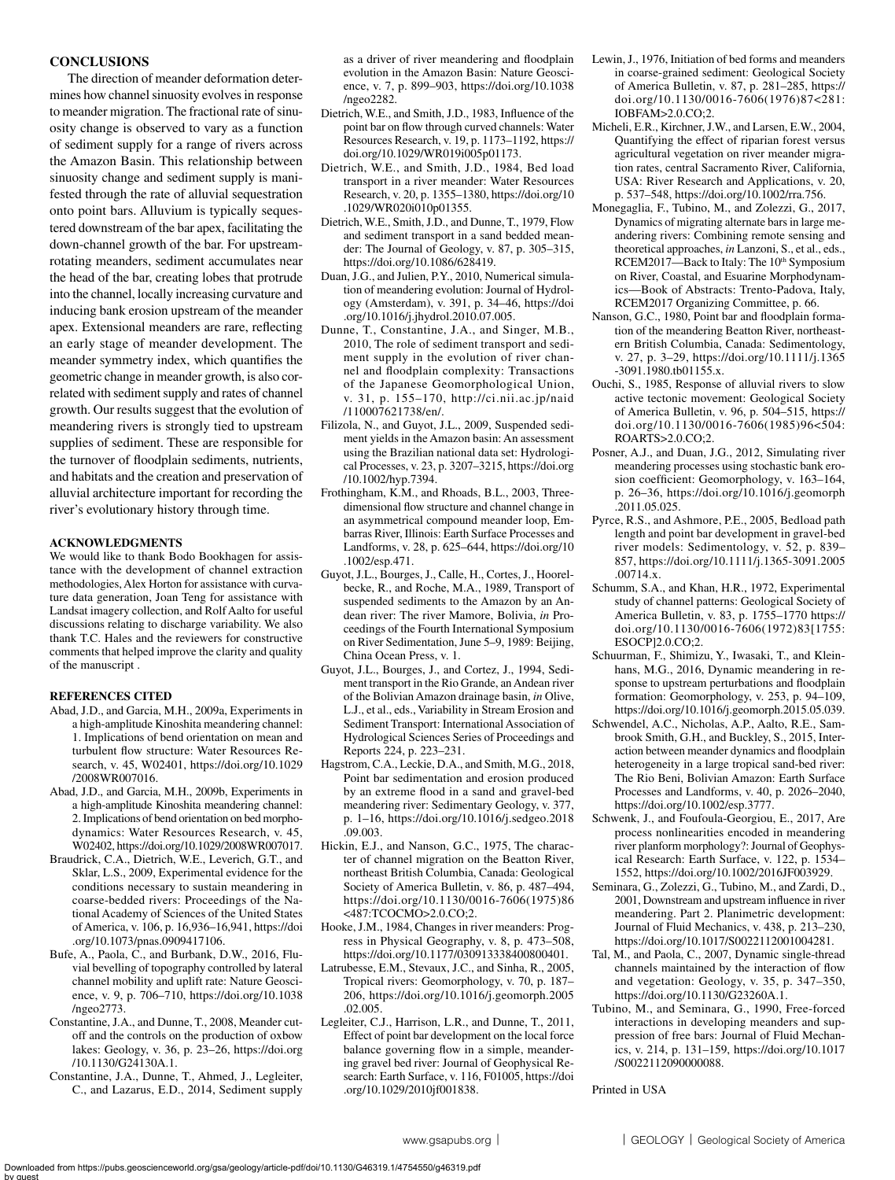## CONCLUSIONS

The direction of meander deformation determines how channel sinuosity evolves in response to meander migration. The fractional rate of sinuosity change is observed to vary as a function of sediment supply for a range of rivers across the Amazon Basin. This relationship between sinuosity change and sediment supply is manifested through the rate of alluvial sequestration onto point bars. Alluvium is typically sequestered downstream of the bar apex, facilitating the down-channel growth of the bar. For upstream-rotating meanders, sediment accumulates near the head of the bar, creating lobes that protrude into the channel, locally increasing curvature and inducing bank erosion upstream of the meander apex. Extensional meanders are rare, reflecting an early stage of meander development. The meander symmetry index, which quantifies the geometric change in meander growth, is also correlated with sediment supply and rates of channel growth. Our results suggest that the evolution of meandering rivers is strongly tied to upstream supplies of sediment. These are responsible for the turnover of floodplain sediments, nutrients, and habitats and the creation and preservation of alluvial architecture important for recording the river's evolutionary history through time.

## ACKNOWLEDGMENTS

We would like to thank Bodo Bookhagen for assistance with the development of channel extraction methodologies, Alex Horton for assistance with curvature data generation, Joan Teng for assistance with Landsat imagery collection, and Rolf Aalto for useful discussions relating to discharge variability. We also thank T.C. Hales and the reviewers for constructive comments that helped improve the clarity and quality of the manuscript .

## REFERENCES CITED

Abad, J.D., and Garcia, M.H., 2009a, Experiments in a high-amplitude Kinoshita meandering channel: 1. Implications of bend orientation on mean and turbulent flow structure: Water Resources Research, v. 45, W02401, https://doi.org/10.1029/2008WR007016.

Abad, J.D., and Garcia, M.H., 2009b, Experiments in a high-amplitude Kinoshita meandering channel: 2. Implications of bend orientation on bed morphodynamics: Water Resources Research, v. 45, W02402, https://doi.org/10.1029/2008WR007017.

Braudrick, C.A., Dietrich, W.E., Leverich, G.T., and Sklar, L.S., 2009, Experimental evidence for the conditions necessary to sustain meandering in coarse-bedded rivers: Proceedings of the National Academy of Sciences of the United States of America, v. 106, p. 16,936–16,941, https://doi.org/10.1073/pnas.0909417106.

Bufe, A., Paola, C., and Burbank, D.W., 2016, Fluvial bevelling of topography controlled by lateral channel mobility and uplift rate: Nature Geoscience, v. 9, p. 706–710, https://doi.org/10.1038/ngeo2773.

Constantine, J.A., and Dunne, T., 2008, Meander cutoff and the controls on the production of oxbow lakes: Geology, v. 36, p. 23–26, https://doi.org/10.1130/G24130A.1.

Constantine, J.A., Dunne, T., Ahmed, J., Legleiter, C., and Lazarus, E.D., 2014, Sediment supply as a driver of river meandering and floodplain evolution in the Amazon Basin: Nature Geoscience, v. 7, p. 899–903, https://doi.org/10.1038/ngeo2282.

Dietrich, W.E., and Smith, J.D., 1983, Influence of the point bar on flow through curved channels: Water Resources Research, v. 19, p. 1173–1192, https://doi.org/10.1029/WR019i005p01173.

Dietrich, W.E., and Smith, J.D., 1984, Bed load transport in a river meander: Water Resources Research, v. 20, p. 1355–1380, https://doi.org/10.1029/WR020i010p01355.

Dietrich, W.E., Smith, J.D., and Dunne, T., 1979, Flow and sediment transport in a sand bedded meander: The Journal of Geology, v. 87, p. 305–315, https://doi.org/10.1086/628419.

Duan, J.G., and Julien, P.Y., 2010, Numerical simulation of meandering evolution: Journal of Hydrology (Amsterdam), v. 391, p. 34–46, https://doi.org/10.1016/j.jhydrol.2010.07.005.

Dunne, T., Constantine, J.A., and Singer, M.B., 2010, The role of sediment transport and sediment supply in the evolution of river channel and floodplain complexity: Transactions of the Japanese Geomorphological Union, v. 31, p. 155–170, http://ci.nii.ac.jp/naid/110007621738/en/.

Filizola, N., and Guyot, J.L., 2009, Suspended sediment yields in the Amazon basin: An assessment using the Brazilian national data set: Hydrological Processes, v. 23, p. 3207–3215, https://doi.org/10.1002/hyp.7394.

Frothingham, K.M., and Rhoads, B.L., 2003, Three-dimensional flow structure and channel change in an asymmetrical compound meander loop, Embarras River, Illinois: Earth Surface Processes and Landforms, v. 28, p. 625–644, https://doi.org/10.1002/esp.471.

Guyot, J.L., Bourges, J., Calle, H., Cortes, J., Hoorelbecke, R., and Roche, M.A., 1989, Transport of suspended sediments to the Amazon by an Andean river: The river Mamore, Bolivia, *in* Proceedings of the Fourth International Symposium on River Sedimentation, June 5–9, 1989: Beijing, China Ocean Press, v. 1.

Guyot, J.L., Bourges, J., and Cortez, J., 1994, Sediment transport in the Rio Grande, an Andean river of the Bolivian Amazon drainage basin, *in* Olive, L.J., et al., eds., Variability in Stream Erosion and Sediment Transport: International Association of Hydrological Sciences Series of Proceedings and Reports 224, p. 223–231.

Hagstrom, C.A., Leckie, D.A., and Smith, M.G., 2018, Point bar sedimentation and erosion produced by an extreme flood in a sand and gravel-bed meandering river: Sedimentary Geology, v. 377, p. 1–16, https://doi.org/10.1016/j.sedgeo.2018.09.003.

Hickin, E.J., and Nanson, G.C., 1975, The character of channel migration on the Beaton River, northeast British Columbia, Canada: Geological Society of America Bulletin, v. 86, p. 487–494, https://doi.org/10.1130/0016-7606(1975)86<487:TCOCMO>2.0.CO;2.

Hooke, J.M., 1984, Changes in river meanders: Progress in Physical Geography, v. 8, p. 473–508, https://doi.org/10.1177/030913338400800401.

Latrubesse, E.M., Stevaux, J.C., and Sinha, R., 2005, Tropical rivers: Geomorphology, v. 70, p. 187–206, https://doi.org/10.1016/j.geomorph.2005.02.005.

Legleiter, C.J., Harrison, L.R., and Dunne, T., 2011, Effect of point bar development on the local force balance governing flow in a simple, meandering gravel bed river: Journal of Geophysical Research: Earth Surface, v. 116, F01005, https://doi.org/10.1029/2010jf001838.

Lewin, J., 1976, Initiation of bed forms and meanders in coarse-grained sediment: Geological Society of America Bulletin, v. 87, p. 281–285, https://doi.org/10.1130/0016-7606(1976)87<281:IOBFAM>2.0.CO;2.

Micheli, E.R., Kirchner, J.W., and Larsen, E.W., 2004, Quantifying the effect of riparian forest versus agricultural vegetation on river meander migration rates, central Sacramento River, California, USA: River Research and Applications, v. 20, p. 537–548, https://doi.org/10.1002/rra.756.

Monegaglia, F., Tubino, M., and Zolezzi, G., 2017, Dynamics of migrating alternate bars in large meandering rivers: Combining remote sensing and theoretical approaches, *in* Lanzoni, S., et al., eds., RCEM2017—Back to Italy: The 10th Symposium on River, Coastal, and Esuarine Morphodynamics—Book of Abstracts: Trento-Padova, Italy, RCEM2017 Organizing Committee, p. 66.

Nanson, G.C., 1980, Point bar and floodplain formation of the meandering Beatton River, northeastern British Columbia, Canada: Sedimentology, v. 27, p. 3–29, https://doi.org/10.1111/j.1365-3091.1980.tb01155.x.

Ouchi, S., 1985, Response of alluvial rivers to slow active tectonic movement: Geological Society of America Bulletin, v. 96, p. 504–515, https://doi.org/10.1130/0016-7606(1985)96<504:ROARTS>2.0.CO;2.

Posner, A.J., and Duan, J.G., 2012, Simulating river meandering processes using stochastic bank erosion coefficient: Geomorphology, v. 163–164, p. 26–36, https://doi.org/10.1016/j.geomorph.2011.05.025.

Pyrce, R.S., and Ashmore, P.E., 2005, Bedload path length and point bar development in gravel-bed river models: Sedimentology, v. 52, p. 839–857, https://doi.org/10.1111/j.1365-3091.2005.00714.x.

Schumm, S.A., and Khan, H.R., 1972, Experimental study of channel patterns: Geological Society of America Bulletin, v. 83, p. 1755–1770 https://doi.org/10.1130/0016-7606(1972)83[1755:ESOCP]2.0.CO;2.

Schuurman, F., Shimizu, Y., Iwasaki, T., and Kleinhans, M.G., 2016, Dynamic meandering in response to upstream perturbations and floodplain formation: Geomorphology, v. 253, p. 94–109, https://doi.org/10.1016/j.geomorph.2015.05.039.

Schwendel, A.C., Nicholas, A.P., Aalto, R.E., Sambrook Smith, G.H., and Buckley, S., 2015, Interaction between meander dynamics and floodplain heterogeneity in a large tropical sand-bed river: The Rio Beni, Bolivian Amazon: Earth Surface Processes and Landforms, v. 40, p. 2026–2040, https://doi.org/10.1002/esp.3777.

Schwenk, J., and Foufoula-Georgiou, E., 2017, Are process nonlinearities encoded in meandering river planform morphology?: Journal of Geophysical Research: Earth Surface, v. 122, p. 1534–1552, https://doi.org/10.1002/2016JF003929.

Seminara, G., Zolezzi, G., Tubino, M., and Zardi, D., 2001, Downstream and upstream influence in river meandering. Part 2. Planimetric development: Journal of Fluid Mechanics, v. 438, p. 213–230, https://doi.org/10.1017/S0022112001004281.

Tal, M., and Paola, C., 2007, Dynamic single-thread channels maintained by the interaction of flow and vegetation: Geology, v. 35, p. 347–350, https://doi.org/10.1130/G23260A.1.

Tubino, M., and Seminara, G., 1990, Free-forced interactions in developing meanders and suppression of free bars: Journal of Fluid Mechanics, v. 214, p. 131–159, https://doi.org/10.1017/S0022112090000088.

Printed in USA